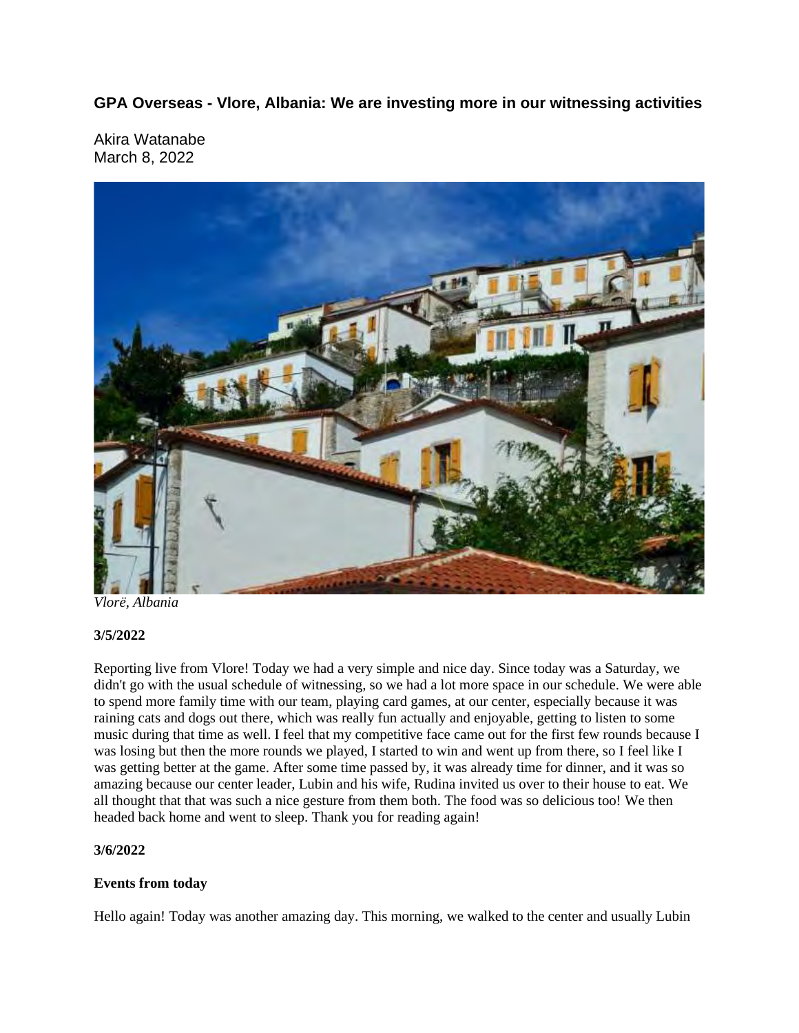# GPA Overseas - Vlore, Albania: We are investing more in our witnessing activities

Akira Watanabe
March 8, 2022

*Vlorë, Albania*

**3/5/2022**

Reporting live from Vlore! Today we had a very simple and nice day. Since today was a Saturday, we didn't go with the usual schedule of witnessing, so we had a lot more space in our schedule. We were able to spend more family time with our team, playing card games, at our center, especially because it was raining cats and dogs out there, which was really fun actually and enjoyable, getting to listen to some music during that time as well. I feel that my competitive face came out for the first few rounds because I was losing but then the more rounds we played, I started to win and went up from there, so I feel like I was getting better at the game. After some time passed by, it was already time for dinner, and it was so amazing because our center leader, Lubin and his wife, Rudina invited us over to their house to eat. We all thought that that was such a nice gesture from them both. The food was so delicious too! We then headed back home and went to sleep. Thank you for reading again!

**3/6/2022**

**Events from today**

Hello again! Today was another amazing day. This morning, we walked to the center and usually Lubin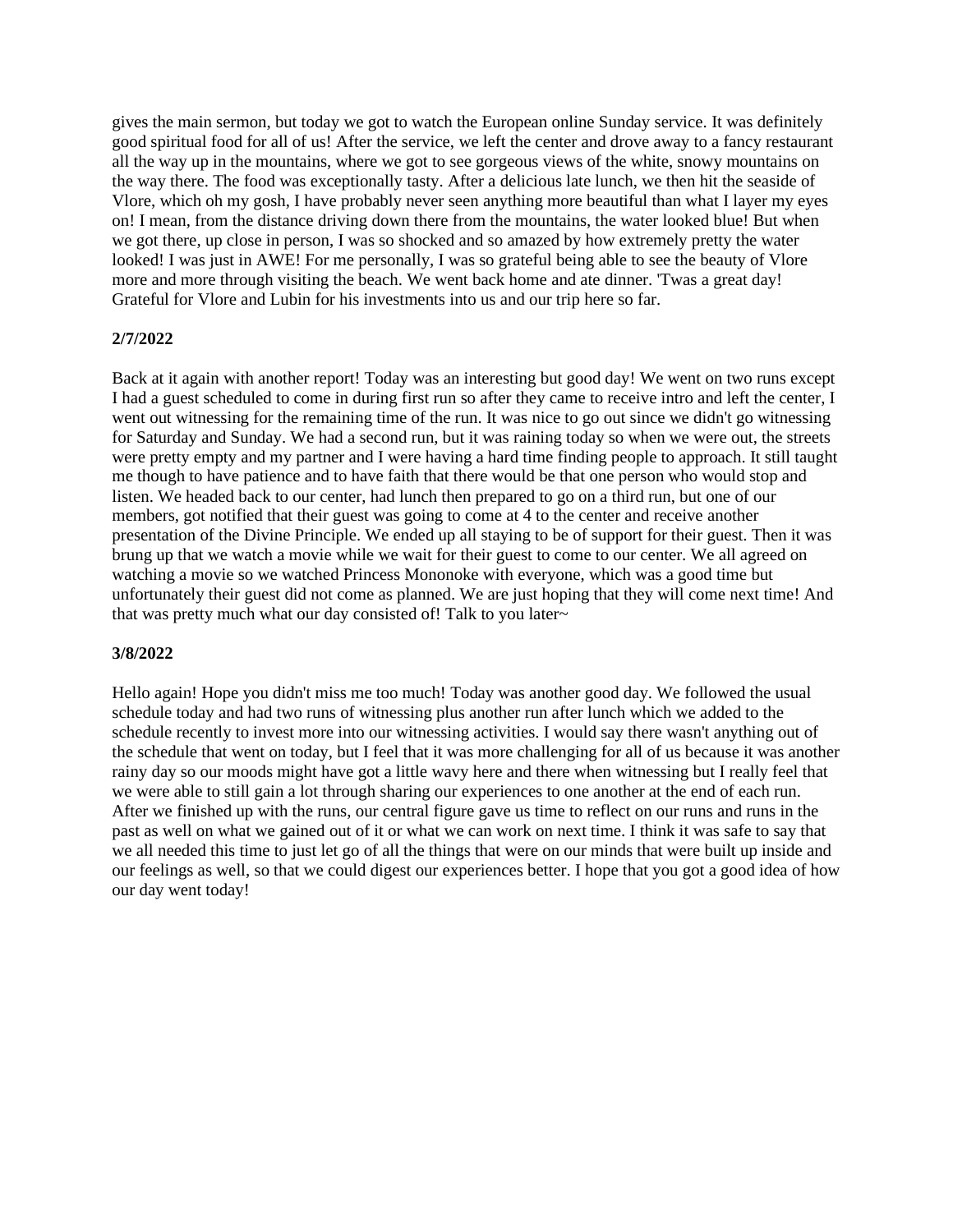gives the main sermon, but today we got to watch the European online Sunday service. It was definitely good spiritual food for all of us! After the service, we left the center and drove away to a fancy restaurant all the way up in the mountains, where we got to see gorgeous views of the white, snowy mountains on the way there. The food was exceptionally tasty. After a delicious late lunch, we then hit the seaside of Vlore, which oh my gosh, I have probably never seen anything more beautiful than what I layer my eyes on! I mean, from the distance driving down there from the mountains, the water looked blue! But when we got there, up close in person, I was so shocked and so amazed by how extremely pretty the water looked! I was just in AWE! For me personally, I was so grateful being able to see the beauty of Vlore more and more through visiting the beach. We went back home and ate dinner. 'Twas a great day! Grateful for Vlore and Lubin for his investments into us and our trip here so far.

**2/7/2022**

Back at it again with another report! Today was an interesting but good day! We went on two runs except I had a guest scheduled to come in during first run so after they came to receive intro and left the center, I went out witnessing for the remaining time of the run. It was nice to go out since we didn't go witnessing for Saturday and Sunday. We had a second run, but it was raining today so when we were out, the streets were pretty empty and my partner and I were having a hard time finding people to approach. It still taught me though to have patience and to have faith that there would be that one person who would stop and listen. We headed back to our center, had lunch then prepared to go on a third run, but one of our members, got notified that their guest was going to come at 4 to the center and receive another presentation of the Divine Principle. We ended up all staying to be of support for their guest. Then it was brung up that we watch a movie while we wait for their guest to come to our center. We all agreed on watching a movie so we watched Princess Mononoke with everyone, which was a good time but unfortunately their guest did not come as planned. We are just hoping that they will come next time! And that was pretty much what our day consisted of! Talk to you later~

**3/8/2022**

Hello again! Hope you didn't miss me too much! Today was another good day. We followed the usual schedule today and had two runs of witnessing plus another run after lunch which we added to the schedule recently to invest more into our witnessing activities. I would say there wasn't anything out of the schedule that went on today, but I feel that it was more challenging for all of us because it was another rainy day so our moods might have got a little wavy here and there when witnessing but I really feel that we were able to still gain a lot through sharing our experiences to one another at the end of each run. After we finished up with the runs, our central figure gave us time to reflect on our runs and runs in the past as well on what we gained out of it or what we can work on next time. I think it was safe to say that we all needed this time to just let go of all the things that were on our minds that were built up inside and our feelings as well, so that we could digest our experiences better. I hope that you got a good idea of how our day went today!